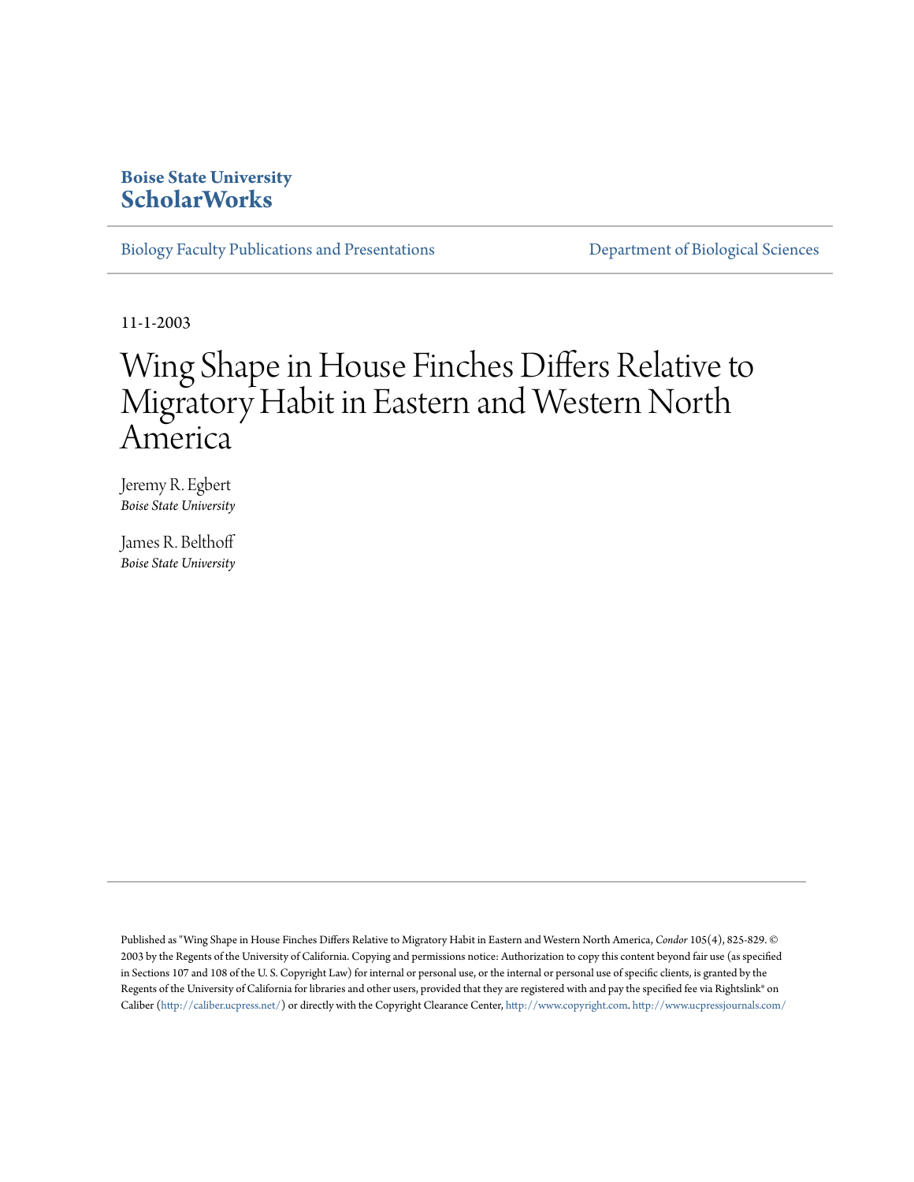**Boise State University**
**ScholarWorks**

Biology Faculty Publications and Presentations

Department of Biological Sciences

11-1-2003

# Wing Shape in House Finches Differs Relative to Migratory Habit in Eastern and Western North America

Jeremy R. Egbert
*Boise State University*

James R. Belthoff
*Boise State University*

Published as "Wing Shape in House Finches Differs Relative to Migratory Habit in Eastern and Western North America, *Condor* 105(4), 825-829. © 2003 by the Regents of the University of California. Copying and permissions notice: Authorization to copy this content beyond fair use (as specified in Sections 107 and 108 of the U. S. Copyright Law) for internal or personal use, or the internal or personal use of specific clients, is granted by the Regents of the University of California for libraries and other users, provided that they are registered with and pay the specified fee via Rightslink® on Caliber (http://caliber.ucpress.net/) or directly with the Copyright Clearance Center, http://www.copyright.com. http://www.ucpressjournals.com/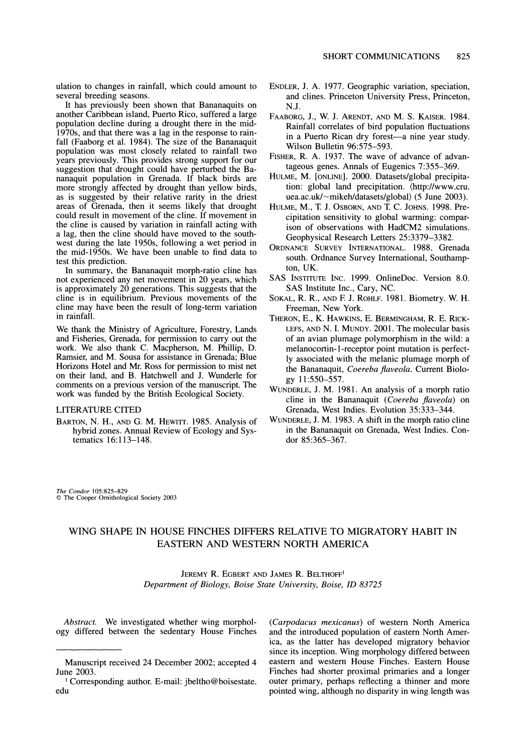ulation to changes in rainfall, which could amount to several breeding seasons.

It has previously been shown that Bananaquits on another Caribbean island, Puerto Rico, suffered a large population decline during a drought there in the mid-1970s, and that there was a lag in the response to rainfall (Faaborg et al. 1984). The size of the Bananaquit population was most closely related to rainfall two years previously. This provides strong support for our suggestion that drought could have perturbed the Bananaquit population in Grenada. If black birds are more strongly affected by drought than yellow birds, as is suggested by their relative rarity in the driest areas of Grenada, then it seems likely that drought could result in movement of the cline. If movement in the cline is caused by variation in rainfall acting with a lag, then the cline should have moved to the southwest during the late 1950s, following a wet period in the mid-1950s. We have been unable to find data to test this prediction.

In summary, the Bananaquit morph-ratio cline has not experienced any net movement in 20 years, which is approximately 20 generations. This suggests that the cline is in equilibrium. Previous movements of the cline may have been the result of long-term variation in rainfall.

We thank the Ministry of Agriculture, Forestry, Lands and Fisheries, Grenada, for permission to carry out the work. We also thank C. Macpherson, M. Phillip, D. Ramsier, and M. Sousa for assistance in Grenada; Blue Horizons Hotel and Mr. Ross for permission to mist net on their land, and B. Hatchwell and J. Wunderle for comments on a previous version of the manuscript. The work was funded by the British Ecological Society.

## LITERATURE CITED

BARTON, N. H., AND G. M. HEWITT. 1985. Analysis of hybrid zones. Annual Review of Ecology and Systematics 16:113–148.

ENDLER, J. A. 1977. Geographic variation, speciation, and clines. Princeton University Press, Princeton, N.J.

FAABORG, J., W. J. ARENDT, AND M. S. KAISER. 1984. Rainfall correlates of bird population fluctuations in a Puerto Rican dry forest—a nine year study. Wilson Bulletin 96:575–593.

FISHER, R. A. 1937. The wave of advance of advantageous genes. Annals of Eugenics 7:355–369.

HULME, M. [ONLINE]. 2000. Datasets/global precipitation: global land precipitation. ⟨http://www.cru.uea.ac.uk/~mikeh/datasets/global⟩ (5 June 2003).

HULME, M., T. J. OSBORN, AND T. C. JOHNS. 1998. Precipitation sensitivity to global warming: comparison of observations with HadCM2 simulations. Geophysical Research Letters 25:3379–3382.

ORDNANCE SURVEY INTERNATIONAL. 1988. Grenada south. Ordnance Survey International, Southampton, UK.

SAS INSTITUTE INC. 1999. OnlineDoc. Version 8.0. SAS Institute Inc., Cary, NC.

SOKAL, R. R., AND F. J. ROHLF. 1981. Biometry. W. H. Freeman, New York.

THERON, E., K. HAWKINS, E. BERMINGHAM, R. E. RICKLEFS, AND N. I. MUNDY. 2001. The molecular basis of an avian plumage polymorphism in the wild: a melanocortin-1-receptor point mutation is perfectly associated with the melanic plumage morph of the Bananaquit, *Coereba flaveola*. Current Biology 11:550–557.

WUNDERLE, J. M. 1981. An analysis of a morph ratio cline in the Bananaquit (*Coereba flaveola*) on Grenada, West Indies. Evolution 35:333–344.

WUNDERLE, J. M. 1983. A shift in the morph ratio cline in the Bananaquit on Grenada, West Indies. Condor 85:365–367.

*The Condor* 105:825–829
© The Cooper Ornithological Society 2003

# WING SHAPE IN HOUSE FINCHES DIFFERS RELATIVE TO MIGRATORY HABIT IN EASTERN AND WESTERN NORTH AMERICA

JEREMY R. EGBERT AND JAMES R. BELTHOFF[1]

*Department of Biology, Boise State University, Boise, ID 83725*

*Abstract.* We investigated whether wing morphology differed between the sedentary House Finches (*Carpodacus mexicanus*) of western North America and the introduced population of eastern North America, as the latter has developed migratory behavior since its inception. Wing morphology differed between eastern and western House Finches. Eastern House Finches had shorter proximal primaries and a longer outer primary, perhaps reflecting a thinner and more pointed wing, although no disparity in wing length was

Manuscript received 24 December 2002; accepted 4 June 2003.

[1] Corresponding author. E-mail: jbeltho@boisestate.edu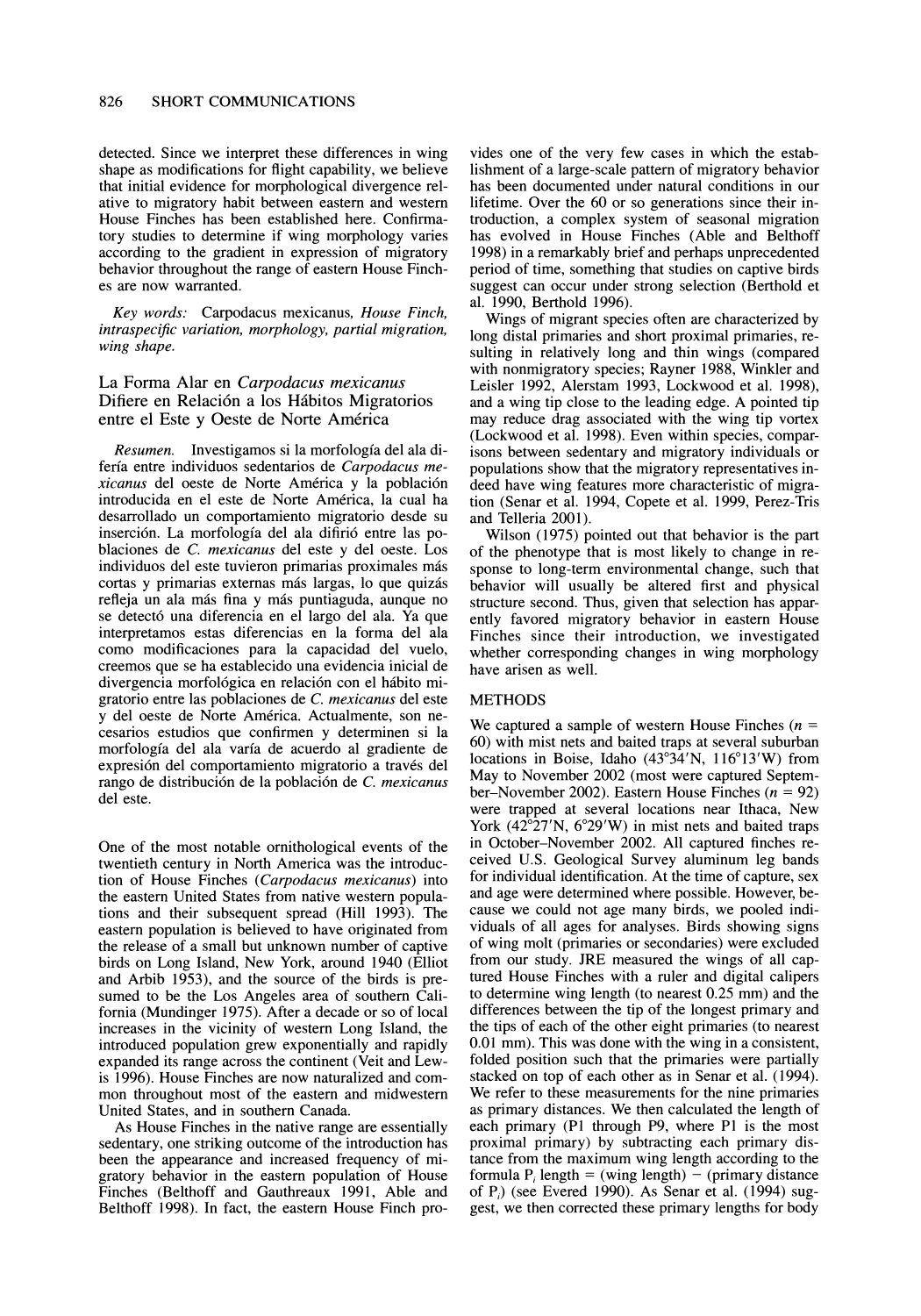detected. Since we interpret these differences in wing shape as modifications for flight capability, we believe that initial evidence for morphological divergence relative to migratory habit between eastern and western House Finches has been established here. Confirmatory studies to determine if wing morphology varies according to the gradient in expression of migratory behavior throughout the range of eastern House Finches are now warranted.

*Key words:* Carpodacus mexicanus, *House Finch, intraspecific variation, morphology, partial migration, wing shape.*

## La Forma Alar en *Carpodacus mexicanus* Difiere en Relación a los Hábitos Migratorios entre el Este y Oeste de Norte América

*Resumen.* Investigamos si la morfología del ala difería entre individuos sedentarios de *Carpodacus mexicanus* del oeste de Norte América y la población introducida en el este de Norte América, la cual ha desarrollado un comportamiento migratorio desde su inserción. La morfología del ala difirió entre las poblaciones de *C. mexicanus* del este y del oeste. Los individuos del este tuvieron primarias proximales más cortas y primarias externas más largas, lo que quizás refleja un ala más fina y más puntiaguda, aunque no se detectó una diferencia en el largo del ala. Ya que interpretamos estas diferencias en la forma del ala como modificaciones para la capacidad del vuelo, creemos que se ha establecido una evidencia inicial de divergencia morfológica en relación con el hábito migratorio entre las poblaciones de *C. mexicanus* del este y del oeste de Norte América. Actualmente, son necesarios estudios que confirmen y determinen si la morfología del ala varía de acuerdo al gradiente de expresión del comportamiento migratorio a través del rango de distribución de la población de *C. mexicanus* del este.

One of the most notable ornithological events of the twentieth century in North America was the introduction of House Finches (*Carpodacus mexicanus*) into the eastern United States from native western populations and their subsequent spread (Hill 1993). The eastern population is believed to have originated from the release of a small but unknown number of captive birds on Long Island, New York, around 1940 (Elliot and Arbib 1953), and the source of the birds is presumed to be the Los Angeles area of southern California (Mundinger 1975). After a decade or so of local increases in the vicinity of western Long Island, the introduced population grew exponentially and rapidly expanded its range across the continent (Veit and Lewis 1996). House Finches are now naturalized and common throughout most of the eastern and midwestern United States, and in southern Canada.

As House Finches in the native range are essentially sedentary, one striking outcome of the introduction has been the appearance and increased frequency of migratory behavior in the eastern population of House Finches (Belthoff and Gauthreaux 1991, Able and Belthoff 1998). In fact, the eastern House Finch provides one of the very few cases in which the establishment of a large-scale pattern of migratory behavior has been documented under natural conditions in our lifetime. Over the 60 or so generations since their introduction, a complex system of seasonal migration has evolved in House Finches (Able and Belthoff 1998) in a remarkably brief and perhaps unprecedented period of time, something that studies on captive birds suggest can occur under strong selection (Berthold et al. 1990, Berthold 1996).

Wings of migrant species often are characterized by long distal primaries and short proximal primaries, resulting in relatively long and thin wings (compared with nonmigratory species; Rayner 1988, Winkler and Leisler 1992, Alerstam 1993, Lockwood et al. 1998), and a wing tip close to the leading edge. A pointed tip may reduce drag associated with the wing tip vortex (Lockwood et al. 1998). Even within species, comparisons between sedentary and migratory individuals or populations show that the migratory representatives indeed have wing features more characteristic of migration (Senar et al. 1994, Copete et al. 1999, Perez-Tris and Telleria 2001).

Wilson (1975) pointed out that behavior is the part of the phenotype that is most likely to change in response to long-term environmental change, such that behavior will usually be altered first and physical structure second. Thus, given that selection has apparently favored migratory behavior in eastern House Finches since their introduction, we investigated whether corresponding changes in wing morphology have arisen as well.

## METHODS

We captured a sample of western House Finches ($n$ = 60) with mist nets and baited traps at several suburban locations in Boise, Idaho (43°34′N, 116°13′W) from May to November 2002 (most were captured September–November 2002). Eastern House Finches ($n$ = 92) were trapped at several locations near Ithaca, New York (42°27′N, 6°29′W) in mist nets and baited traps in October–November 2002. All captured finches received U.S. Geological Survey aluminum leg bands for individual identification. At the time of capture, sex and age were determined where possible. However, because we could not age many birds, we pooled individuals of all ages for analyses. Birds showing signs of wing molt (primaries or secondaries) were excluded from our study. JRE measured the wings of all captured House Finches with a ruler and digital calipers to determine wing length (to nearest 0.25 mm) and the differences between the tip of the longest primary and the tips of each of the other eight primaries (to nearest 0.01 mm). This was done with the wing in a consistent, folded position such that the primaries were partially stacked on top of each other as in Senar et al. (1994). We refer to these measurements for the nine primaries as primary distances. We then calculated the length of each primary (P1 through P9, where P1 is the most proximal primary) by subtracting each primary distance from the maximum wing length according to the formula $P_i$ length = (wing length) − (primary distance of $P_i$) (see Evered 1990). As Senar et al. (1994) suggest, we then corrected these primary lengths for body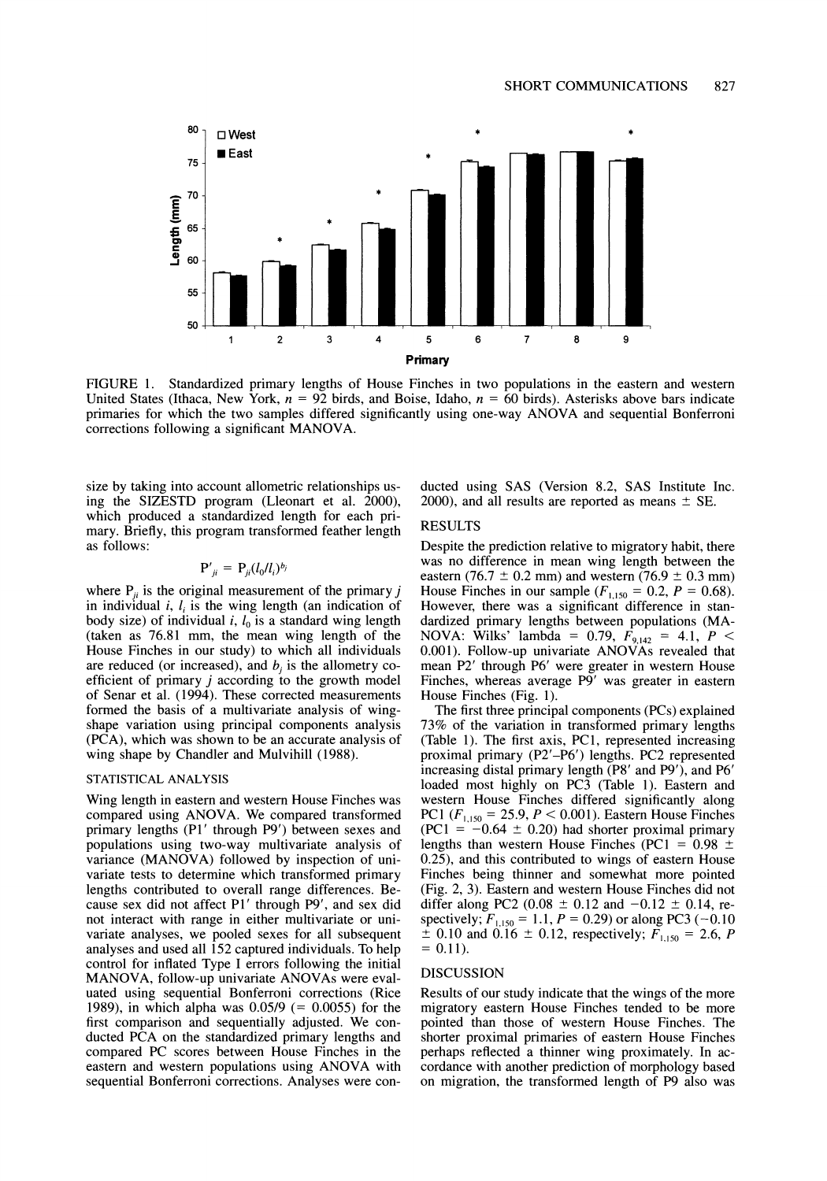FIGURE 1. Standardized primary lengths of House Finches in two populations in the eastern and western United States (Ithaca, New York, $n = 92$ birds, and Boise, Idaho, $n = 60$ birds). Asterisks above bars indicate primaries for which the two samples differed significantly using one-way ANOVA and sequential Bonferroni corrections following a significant MANOVA.

size by taking into account allometric relationships using the SIZESTD program (Lleonart et al. 2000), which produced a standardized length for each primary. Briefly, this program transformed feather length as follows:

$$P'_{ji} = P_{ji}(l_0/l_i)^{b_j}$$

where $P_{ji}$ is the original measurement of the primary $j$ in individual $i$, $l_i$ is the wing length (an indication of body size) of individual $i$, $l_0$ is a standard wing length (taken as 76.81 mm, the mean wing length of the House Finches in our study) to which all individuals are reduced (or increased), and $b_j$ is the allometry coefficient of primary $j$ according to the growth model of Senar et al. (1994). These corrected measurements formed the basis of a multivariate analysis of wing-shape variation using principal components analysis (PCA), which was shown to be an accurate analysis of wing shape by Chandler and Mulvihill (1988).

### STATISTICAL ANALYSIS

Wing length in eastern and western House Finches was compared using ANOVA. We compared transformed primary lengths (P1′ through P9′) between sexes and populations using two-way multivariate analysis of variance (MANOVA) followed by inspection of univariate tests to determine which transformed primary lengths contributed to overall range differences. Because sex did not affect P1′ through P9′, and sex did not interact with range in either multivariate or univariate analyses, we pooled sexes for all subsequent analyses and used all 152 captured individuals. To help control for inflated Type I errors following the initial MANOVA, follow-up univariate ANOVAs were evaluated using sequential Bonferroni corrections (Rice 1989), in which alpha was 0.05/9 (= 0.0055) for the first comparison and sequentially adjusted. We conducted PCA on the standardized primary lengths and compared PC scores between House Finches in the eastern and western populations using ANOVA with sequential Bonferroni corrections. Analyses were conducted using SAS (Version 8.2, SAS Institute Inc. 2000), and all results are reported as means ± SE.

## RESULTS

Despite the prediction relative to migratory habit, there was no difference in mean wing length between the eastern (76.7 ± 0.2 mm) and western (76.9 ± 0.3 mm) House Finches in our sample ($F_{1,150} = 0.2$, $P = 0.68$). However, there was a significant difference in standardized primary lengths between populations (MANOVA: Wilks' lambda = 0.79, $F_{9,142} = 4.1$, $P < 0.001$). Follow-up univariate ANOVAs revealed that mean P2′ through P6′ were greater in western House Finches, whereas average P9′ was greater in eastern House Finches (Fig. 1).

The first three principal components (PCs) explained 73% of the variation in transformed primary lengths (Table 1). The first axis, PC1, represented increasing proximal primary (P2′–P6′) lengths. PC2 represented increasing distal primary length (P8′ and P9′), and P6′ loaded most highly on PC3 (Table 1). Eastern and western House Finches differed significantly along PC1 ($F_{1,150} = 25.9$, $P < 0.001$). Eastern House Finches (PC1 = −0.64 ± 0.20) had shorter proximal primary lengths than western House Finches (PC1 = 0.98 ± 0.25), and this contributed to wings of eastern House Finches being thinner and somewhat more pointed (Fig. 2, 3). Eastern and western House Finches did not differ along PC2 (0.08 ± 0.12 and −0.12 ± 0.14, respectively; $F_{1,150} = 1.1$, $P = 0.29$) or along PC3 (−0.10 ± 0.10 and 0.16 ± 0.12, respectively; $F_{1,150} = 2.6$, $P = 0.11$).

## DISCUSSION

Results of our study indicate that the wings of the more migratory eastern House Finches tended to be more pointed than those of western House Finches. The shorter proximal primaries of eastern House Finches perhaps reflected a thinner wing proximally. In accordance with another prediction of morphology based on migration, the transformed length of P9 also was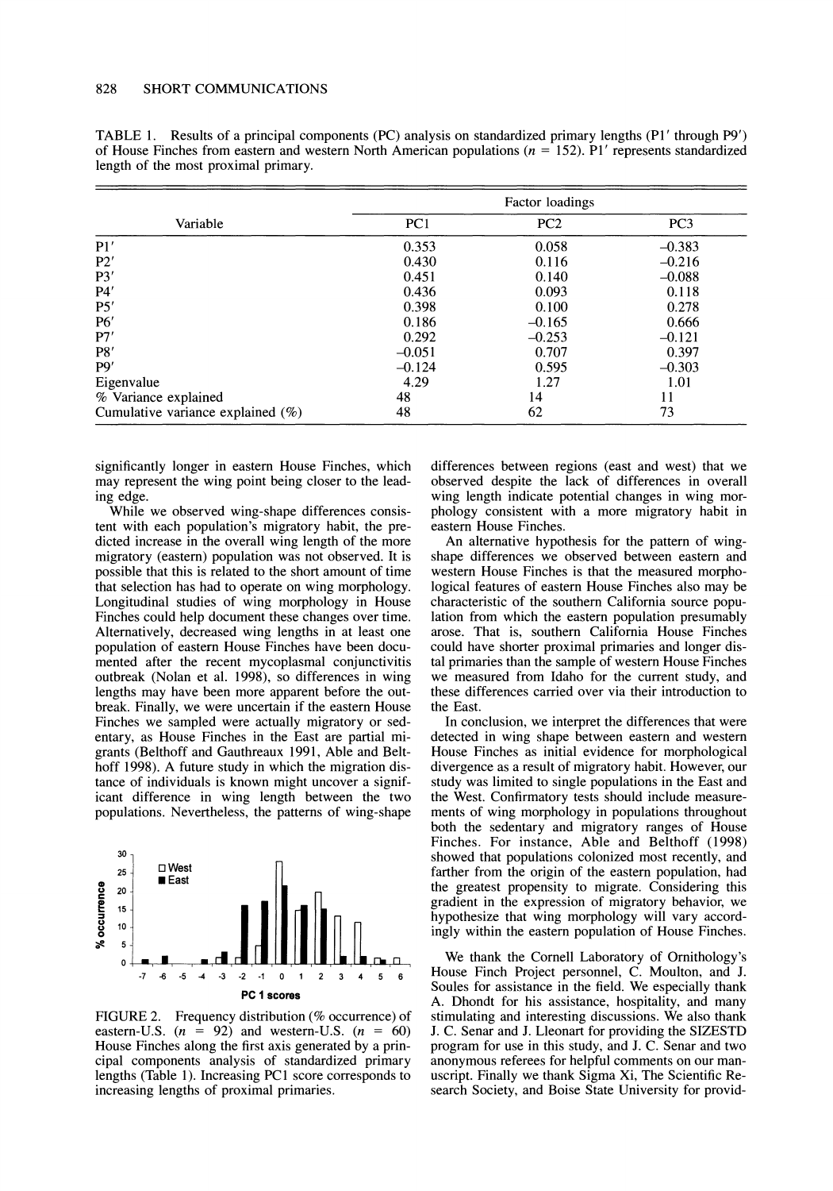TABLE 1. Results of a principal components (PC) analysis on standardized primary lengths (P1′ through P9′) of House Finches from eastern and western North American populations ($n$ = 152). P1′ represents standardized length of the most proximal primary.

| Variable | Factor loadings | | |
|---|---|---|---|
| | PC1 | PC2 | PC3 |
| P1′ | 0.353 | 0.058 | –0.383 |
| P2′ | 0.430 | 0.116 | –0.216 |
| P3′ | 0.451 | 0.140 | –0.088 |
| P4′ | 0.436 | 0.093 | 0.118 |
| P5′ | 0.398 | 0.100 | 0.278 |
| P6′ | 0.186 | –0.165 | 0.666 |
| P7′ | 0.292 | –0.253 | –0.121 |
| P8′ | –0.051 | 0.707 | 0.397 |
| P9′ | –0.124 | 0.595 | –0.303 |
| Eigenvalue | 4.29 | 1.27 | 1.01 |
| % Variance explained | 48 | 14 | 11 |
| Cumulative variance explained (%) | 48 | 62 | 73 |

significantly longer in eastern House Finches, which may represent the wing point being closer to the leading edge.

While we observed wing-shape differences consistent with each population's migratory habit, the predicted increase in the overall wing length of the more migratory (eastern) population was not observed. It is possible that this is related to the short amount of time that selection has had to operate on wing morphology. Longitudinal studies of wing morphology in House Finches could help document these changes over time. Alternatively, decreased wing lengths in at least one population of eastern House Finches have been documented after the recent mycoplasmal conjunctivitis outbreak (Nolan et al. 1998), so differences in wing lengths may have been more apparent before the outbreak. Finally, we were uncertain if the eastern House Finches we sampled were actually migratory or sedentary, as House Finches in the East are partial migrants (Belthoff and Gauthreaux 1991, Able and Belthoff 1998). A future study in which the migration distance of individuals is known might uncover a significant difference in wing length between the two populations. Nevertheless, the patterns of wing-shape differences between regions (east and west) that we observed despite the lack of differences in overall wing length indicate potential changes in wing morphology consistent with a more migratory habit in eastern House Finches.

FIGURE 2. Frequency distribution (% occurrence) of eastern-U.S. ($n$ = 92) and western-U.S. ($n$ = 60) House Finches along the first axis generated by a principal components analysis of standardized primary lengths (Table 1). Increasing PC1 score corresponds to increasing lengths of proximal primaries.

An alternative hypothesis for the pattern of wing-shape differences we observed between eastern and western House Finches is that the measured morphological features of eastern House Finches also may be characteristic of the southern California source population from which the eastern population presumably arose. That is, southern California House Finches could have shorter proximal primaries and longer distal primaries than the sample of western House Finches we measured from Idaho for the current study, and these differences carried over via their introduction to the East.

In conclusion, we interpret the differences that were detected in wing shape between eastern and western House Finches as initial evidence for morphological divergence as a result of migratory habit. However, our study was limited to single populations in the East and the West. Confirmatory tests should include measurements of wing morphology in populations throughout both the sedentary and migratory ranges of House Finches. For instance, Able and Belthoff (1998) showed that populations colonized most recently, and farther from the origin of the eastern population, had the greatest propensity to migrate. Considering this gradient in the expression of migratory behavior, we hypothesize that wing morphology will vary accordingly within the eastern population of House Finches.

We thank the Cornell Laboratory of Ornithology's House Finch Project personnel, C. Moulton, and J. Soules for assistance in the field. We especially thank A. Dhondt for his assistance, hospitality, and many stimulating and interesting discussions. We also thank J. C. Senar and J. Lleonart for providing the SIZESTD program for use in this study, and J. C. Senar and two anonymous referees for helpful comments on our manuscript. Finally we thank Sigma Xi, The Scientific Research Society, and Boise State University for provid-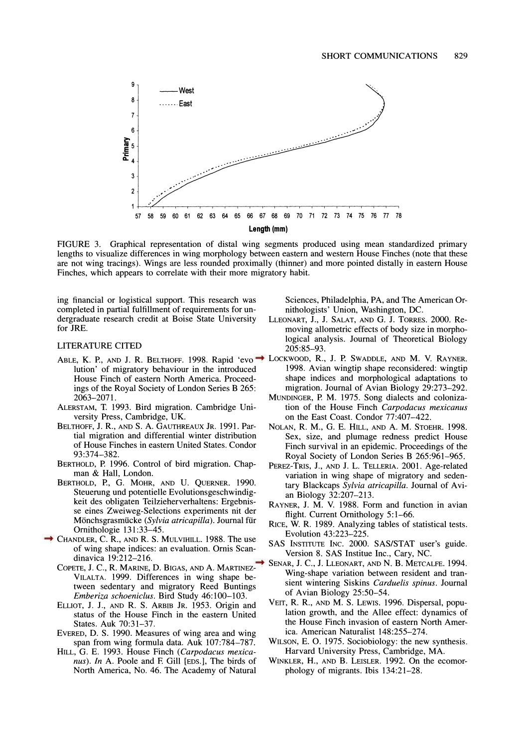9

8

7

6

5

4

3

2

1

Primary

West

East

57 58 59 60 61 62 63 64 65 66 67 68 69 70 71 72 73 74 75 76 77 78

Length (mm)

FIGURE 3. Graphical representation of distal wing segments produced using mean standardized primary lengths to visualize differences in wing morphology between eastern and western House Finches (note that these are not wing tracings). Wings are less rounded proximally (thinner) and more pointed distally in eastern House Finches, which appears to correlate with their more migratory habit.

ing financial or logistical support. This research was completed in partial fulfillment of requirements for undergraduate research credit at Boise State University for JRE.

## LITERATURE CITED

ABLE, K. P., AND J. R. BELTHOFF. 1998. Rapid 'evolution' of migratory behaviour in the introduced House Finch of eastern North America. Proceedings of the Royal Society of London Series B 265: 2063–2071.

ALERSTAM, T. 1993. Bird migration. Cambridge University Press, Cambridge, UK.

BELTHOFF, J. R., AND S. A. GAUTHREAUX JR. 1991. Partial migration and differential winter distribution of House Finches in eastern United States. Condor 93:374–382.

BERTHOLD, P. 1996. Control of bird migration. Chapman & Hall, London.

BERTHOLD, P., G. MOHR, AND U. QUERNER. 1990. Steuerung und potentielle Evolutionsgeschwindigkeit des obligaten Teilzieherverhaltens: Ergebnisse eines Zweiweg-Selections experiments nit der Mönchsgrasmücke (*Sylvia atricapilla*). Journal für Ornithologie 131:33–45.

CHANDLER, C. R., AND R. S. MULVIHILL. 1988. The use of wing shape indices: an evaluation. Ornis Scandinavica 19:212–216.

COPETE, J. C., R. MARINE, D. BIGAS, AND A. MARTINEZ-VILALTA. 1999. Differences in wing shape between sedentary and migratory Reed Buntings *Emberiza schoeniclus*. Bird Study 46:100–103.

ELLIOT, J. J., AND R. S. ARBIB JR. 1953. Origin and status of the House Finch in the eastern United States. Auk 70:31–37.

EVERED, D. S. 1990. Measures of wing area and wing span from wing formula data. Auk 107:784–787.

HILL, G. E. 1993. House Finch (*Carpodacus mexicanus*). *In* A. Poole and F. Gill [EDS.], The birds of North America, No. 46. The Academy of Natural Sciences, Philadelphia, PA, and The American Ornithologists' Union, Washington, DC.

LLEONART, J., J. SALAT, AND G. J. TORRES. 2000. Removing allometric effects of body size in morphological analysis. Journal of Theoretical Biology 205:85–93.

LOCKWOOD, R., J. P. SWADDLE, AND M. V. RAYNER. 1998. Avian wingtip shape reconsidered: wingtip shape indices and morphological adaptations to migration. Journal of Avian Biology 29:273–292.

MUNDINGER, P. M. 1975. Song dialects and colonization of the House Finch *Carpodacus mexicanus* on the East Coast. Condor 77:407–422.

NOLAN, R. M., G. E. HILL, AND A. M. STOEHR. 1998. Sex, size, and plumage redness predict House Finch survival in an epidemic. Proceedings of the Royal Society of London Series B 265:961–965.

PEREZ-TRIS, J., AND J. L. TELLERIA. 2001. Age-related variation in wing shape of migratory and sedentary Blackcaps *Sylvia atricapilla*. Journal of Avian Biology 32:207–213.

RAYNER, J. M. V. 1988. Form and function in avian flight. Current Ornithology 5:1–66.

RICE, W. R. 1989. Analyzing tables of statistical tests. Evolution 43:223–225.

SAS INSTITUTE INC. 2000. SAS/STAT user's guide. Version 8. SAS Institue Inc., Cary, NC.

SENAR, J. C., J. LLEONART, AND N. B. METCALFE. 1994. Wing-shape variation between resident and transient wintering Siskins *Carduelis spinus*. Journal of Avian Biology 25:50–54.

VEIT, R. R., AND M. S. LEWIS. 1996. Dispersal, population growth, and the Allee effect: dynamics of the House Finch invasion of eastern North America. American Naturalist 148:255–274.

WILSON, E. O. 1975. Sociobiology: the new synthesis. Harvard University Press, Cambridge, MA.

WINKLER, H., AND B. LEISLER. 1992. On the ecomorphology of migrants. Ibis 134:21–28.